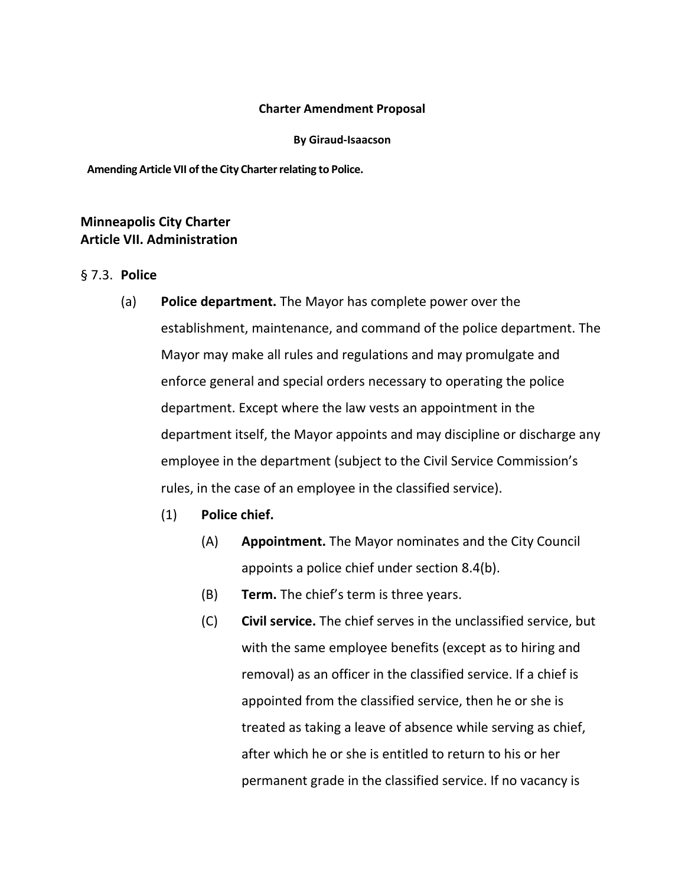**Charter Amendment Proposal**

**By Giraud-Isaacson**

**Amending Article VII of the City Charter relating to Police.**

## Minneapolis City Charter
## Article VII. Administration

§ 7.3. **Police**

(a) **Police department.** The Mayor has complete power over the establishment, maintenance, and command of the police department. The Mayor may make all rules and regulations and may promulgate and enforce general and special orders necessary to operating the police department. Except where the law vests an appointment in the department itself, the Mayor appoints and may discipline or discharge any employee in the department (subject to the Civil Service Commission's rules, in the case of an employee in the classified service).

(1) **Police chief.**

(A) **Appointment.** The Mayor nominates and the City Council appoints a police chief under section 8.4(b).

(B) **Term.** The chief's term is three years.

(C) **Civil service.** The chief serves in the unclassified service, but with the same employee benefits (except as to hiring and removal) as an officer in the classified service. If a chief is appointed from the classified service, then he or she is treated as taking a leave of absence while serving as chief, after which he or she is entitled to return to his or her permanent grade in the classified service. If no vacancy is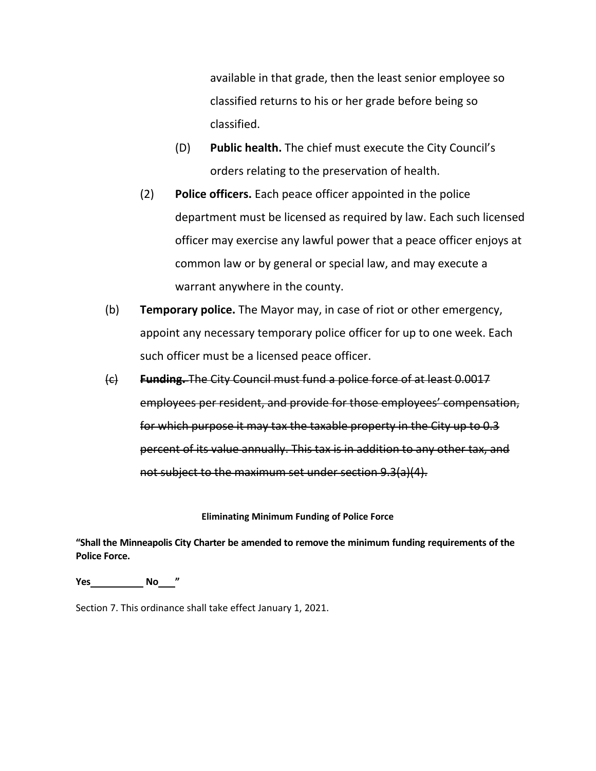available in that grade, then the least senior employee so classified returns to his or her grade before being so classified.

(D) **Public health.** The chief must execute the City Council's orders relating to the preservation of health.

(2) **Police officers.** Each peace officer appointed in the police department must be licensed as required by law. Each such licensed officer may exercise any lawful power that a peace officer enjoys at common law or by general or special law, and may execute a warrant anywhere in the county.

(b) **Temporary police.** The Mayor may, in case of riot or other emergency, appoint any necessary temporary police officer for up to one week. Each such officer must be a licensed peace officer.

~~(c) **Funding.** The City Council must fund a police force of at least 0.0017 employees per resident, and provide for those employees' compensation, for which purpose it may tax the taxable property in the City up to 0.3 percent of its value annually. This tax is in addition to any other tax, and not subject to the maximum set under section 9.3(a)(4).~~

**Eliminating Minimum Funding of Police Force**

**"Shall the Minneapolis City Charter be amended to remove the minimum funding requirements of the Police Force.**

**Yes\_\_\_\_\_\_\_\_\_\_ No\_\_\_"**

Section 7. This ordinance shall take effect January 1, 2021.